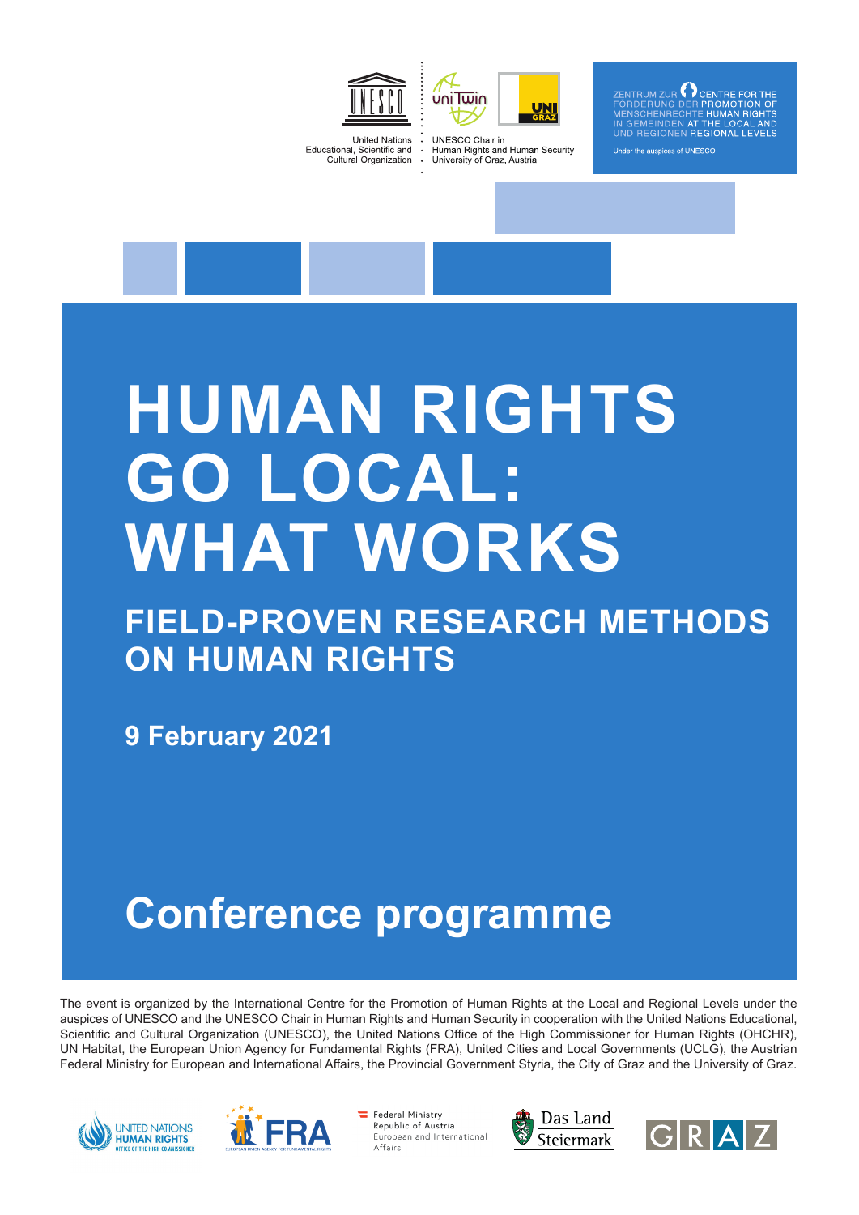United Nations Educational, Scientific and Cultural Organization

UNESCO Chair in Human Rights and Human Security University of Graz, Austria

ZENTRUM ZUR FÖRDERUNG DER MENSCHENRECHTE IN GEMEINDEN UND REGIONEN

CENTRE FOR THE PROMOTION OF HUMAN RIGHTS AT THE LOCAL AND REGIONAL LEVELS

Under the auspices of UNESCO

# HUMAN RIGHTS GO LOCAL: WHAT WORKS

## FIELD-PROVEN RESEARCH METHODS ON HUMAN RIGHTS

**9 February 2021**

# Conference programme

The event is organized by the International Centre for the Promotion of Human Rights at the Local and Regional Levels under the auspices of UNESCO and the UNESCO Chair in Human Rights and Human Security in cooperation with the United Nations Educational, Scientific and Cultural Organization (UNESCO), the United Nations Office of the High Commissioner for Human Rights (OHCHR), UN Habitat, the European Union Agency for Fundamental Rights (FRA), United Cities and Local Governments (UCLG), the Austrian Federal Ministry for European and International Affairs, the Provincial Government Styria, the City of Graz and the University of Graz.

United Nations Human Rights Office of the High Commissioner

FRA European Union Agency for Fundamental Rights

Federal Ministry Republic of Austria European and International Affairs

Das Land Steiermark

GRAZ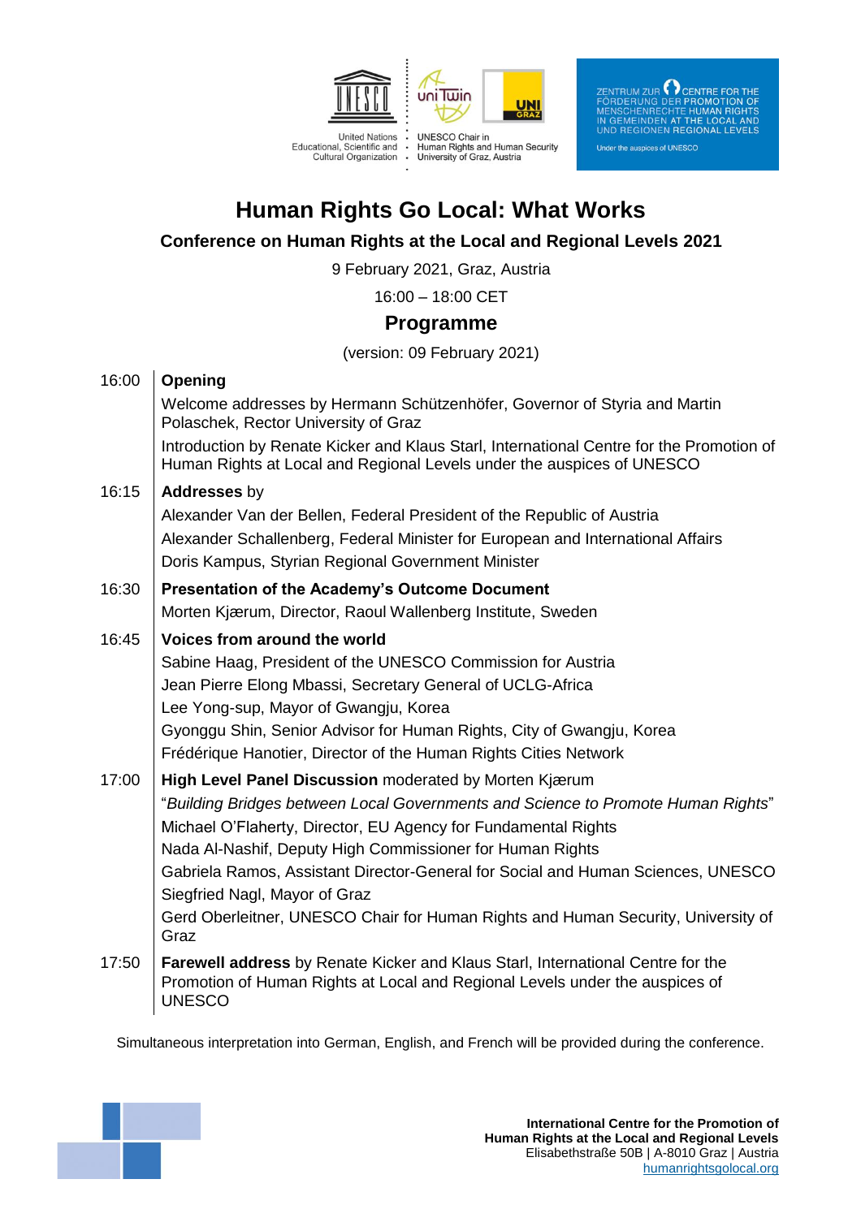United Nations Educational, Scientific and Cultural Organization

UNESCO Chair in Human Rights and Human Security University of Graz, Austria

ZENTRUM ZUR FÖRDERUNG DER MENSCHENRECHTE IN GEMEINDEN UND REGIONEN
CENTRE FOR THE PROMOTION OF HUMAN RIGHTS AT THE LOCAL AND REGIONAL LEVELS
Under the auspices of UNESCO

# Human Rights Go Local: What Works

## Conference on Human Rights at the Local and Regional Levels 2021

9 February 2021, Graz, Austria

16:00 – 18:00 CET

## Programme

(version: 09 February 2021)

| | |
|---|---|
| 16:00 | **Opening**<br>Welcome addresses by Hermann Schützenhöfer, Governor of Styria and Martin Polaschek, Rector University of Graz<br>Introduction by Renate Kicker and Klaus Starl, International Centre for the Promotion of Human Rights at Local and Regional Levels under the auspices of UNESCO |
| 16:15 | **Addresses** by<br>Alexander Van der Bellen, Federal President of the Republic of Austria<br>Alexander Schallenberg, Federal Minister for European and International Affairs<br>Doris Kampus, Styrian Regional Government Minister |
| 16:30 | **Presentation of the Academy's Outcome Document**<br>Morten Kjærum, Director, Raoul Wallenberg Institute, Sweden |
| 16:45 | **Voices from around the world**<br>Sabine Haag, President of the UNESCO Commission for Austria<br>Jean Pierre Elong Mbassi, Secretary General of UCLG-Africa<br>Lee Yong-sup, Mayor of Gwangju, Korea<br>Gyonggu Shin, Senior Advisor for Human Rights, City of Gwangju, Korea<br>Frédérique Hanotier, Director of the Human Rights Cities Network |
| 17:00 | **High Level Panel Discussion** moderated by Morten Kjærum<br>"*Building Bridges between Local Governments and Science to Promote Human Rights*"<br>Michael O'Flaherty, Director, EU Agency for Fundamental Rights<br>Nada Al-Nashif, Deputy High Commissioner for Human Rights<br>Gabriela Ramos, Assistant Director-General for Social and Human Sciences, UNESCO<br>Siegfried Nagl, Mayor of Graz<br>Gerd Oberleitner, UNESCO Chair for Human Rights and Human Security, University of Graz |
| 17:50 | **Farewell address** by Renate Kicker and Klaus Starl, International Centre for the Promotion of Human Rights at Local and Regional Levels under the auspices of UNESCO |

Simultaneous interpretation into German, English, and French will be provided during the conference.

**International Centre for the Promotion of Human Rights at the Local and Regional Levels**
Elisabethstraße 50B | A-8010 Graz | Austria
humanrightsgolocal.org